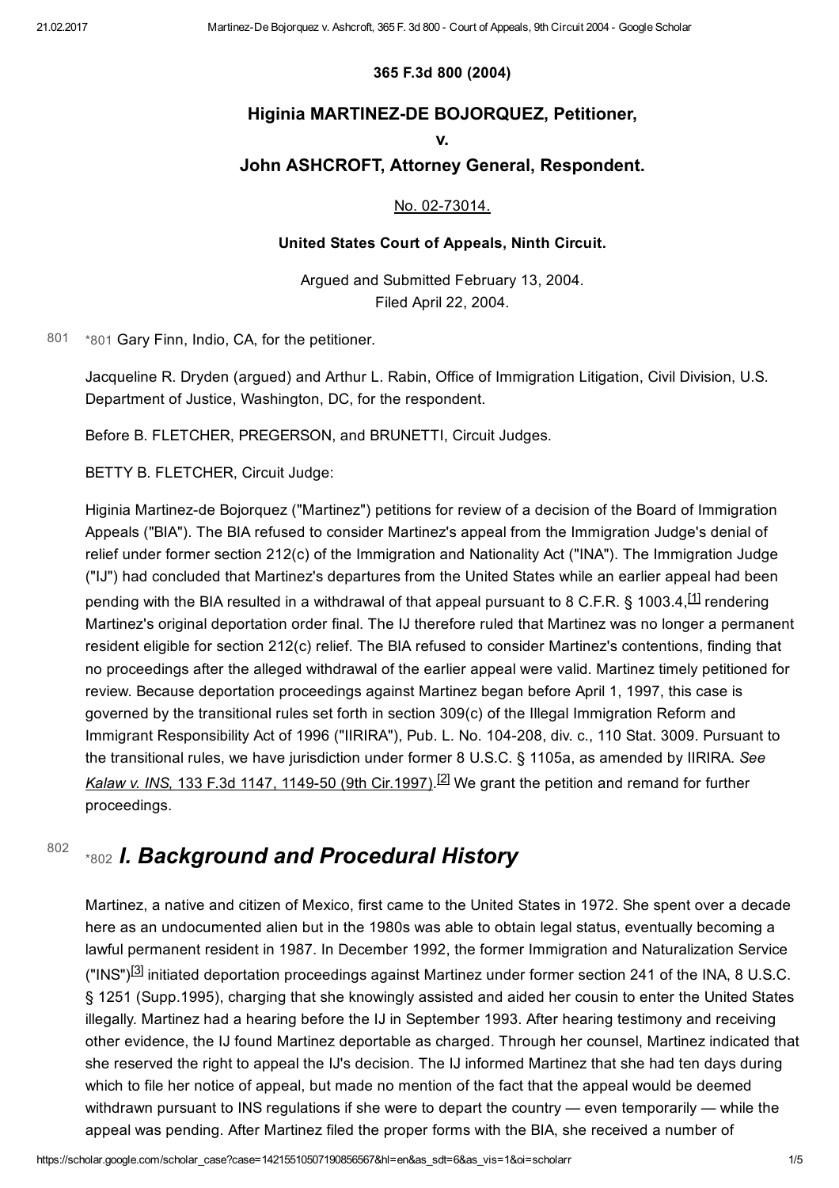**365 F.3d 800 (2004)**

## Higinia MARTINEZ-DE BOJORQUEZ, Petitioner,

## v.

## John ASHCROFT, Attorney General, Respondent.

No. 02-73014.

**United States Court of Appeals, Ninth Circuit.**

Argued and Submitted February 13, 2004.
Filed April 22, 2004.

*801 Gary Finn, Indio, CA, for the petitioner.

Jacqueline R. Dryden (argued) and Arthur L. Rabin, Office of Immigration Litigation, Civil Division, U.S. Department of Justice, Washington, DC, for the respondent.

Before B. FLETCHER, PREGERSON, and BRUNETTI, Circuit Judges.

BETTY B. FLETCHER, Circuit Judge:

Higinia Martinez-de Bojorquez ("Martinez") petitions for review of a decision of the Board of Immigration Appeals ("BIA"). The BIA refused to consider Martinez's appeal from the Immigration Judge's denial of relief under former section 212(c) of the Immigration and Nationality Act ("INA"). The Immigration Judge ("IJ") had concluded that Martinez's departures from the United States while an earlier appeal had been pending with the BIA resulted in a withdrawal of that appeal pursuant to 8 C.F.R. § 1003.4,[1] rendering Martinez's original deportation order final. The IJ therefore ruled that Martinez was no longer a permanent resident eligible for section 212(c) relief. The BIA refused to consider Martinez's contentions, finding that no proceedings after the alleged withdrawal of the earlier appeal were valid. Martinez timely petitioned for review. Because deportation proceedings against Martinez began before April 1, 1997, this case is governed by the transitional rules set forth in section 309(c) of the Illegal Immigration Reform and Immigrant Responsibility Act of 1996 ("IIRIRA"), Pub. L. No. 104-208, div. c., 110 Stat. 3009. Pursuant to the transitional rules, we have jurisdiction under former 8 U.S.C. § 1105a, as amended by IIRIRA. *See Kalaw v. INS,* 133 F.3d 1147, 1149-50 (9th Cir.1997).[2] We grant the petition and remand for further proceedings.

## *802 *I. Background and Procedural History*

Martinez, a native and citizen of Mexico, first came to the United States in 1972. She spent over a decade here as an undocumented alien but in the 1980s was able to obtain legal status, eventually becoming a lawful permanent resident in 1987. In December 1992, the former Immigration and Naturalization Service ("INS")[3] initiated deportation proceedings against Martinez under former section 241 of the INA, 8 U.S.C. § 1251 (Supp.1995), charging that she knowingly assisted and aided her cousin to enter the United States illegally. Martinez had a hearing before the IJ in September 1993. After hearing testimony and receiving other evidence, the IJ found Martinez deportable as charged. Through her counsel, Martinez indicated that she reserved the right to appeal the IJ's decision. The IJ informed Martinez that she had ten days during which to file her notice of appeal, but made no mention of the fact that the appeal would be deemed withdrawn pursuant to INS regulations if she were to depart the country — even temporarily — while the appeal was pending. After Martinez filed the proper forms with the BIA, she received a number of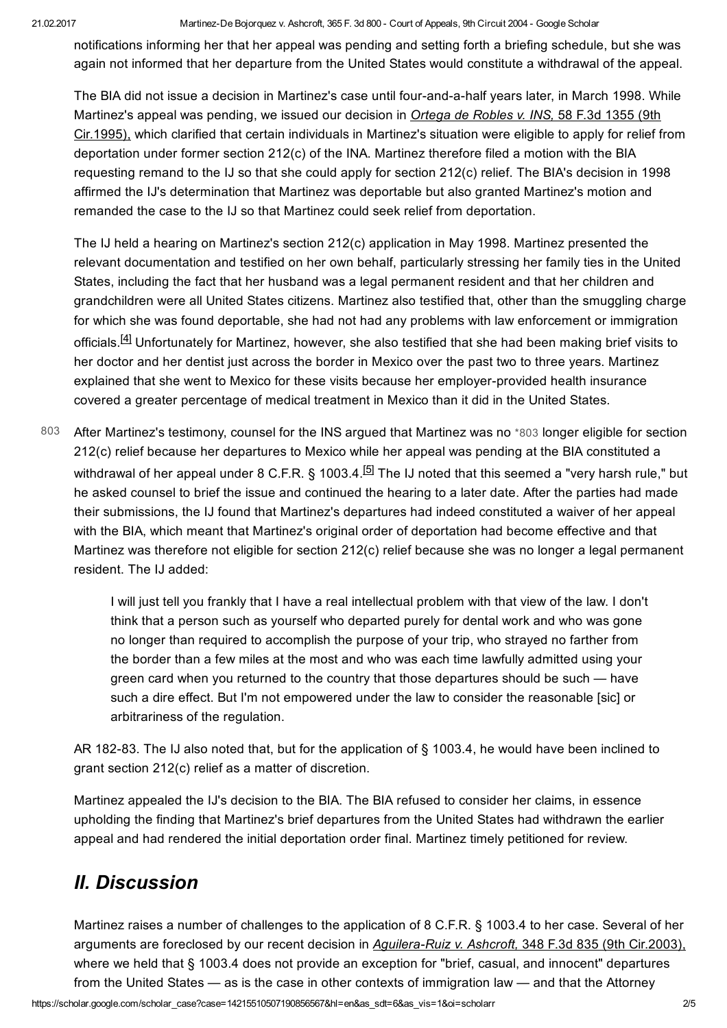notifications informing her that her appeal was pending and setting forth a briefing schedule, but she was again not informed that her departure from the United States would constitute a withdrawal of the appeal.

The BIA did not issue a decision in Martinez's case until four-and-a-half years later, in March 1998. While Martinez's appeal was pending, we issued our decision in *Ortega de Robles v. INS,* 58 F.3d 1355 (9th Cir.1995), which clarified that certain individuals in Martinez's situation were eligible to apply for relief from deportation under former section 212(c) of the INA. Martinez therefore filed a motion with the BIA requesting remand to the IJ so that she could apply for section 212(c) relief. The BIA's decision in 1998 affirmed the IJ's determination that Martinez was deportable but also granted Martinez's motion and remanded the case to the IJ so that Martinez could seek relief from deportation.

The IJ held a hearing on Martinez's section 212(c) application in May 1998. Martinez presented the relevant documentation and testified on her own behalf, particularly stressing her family ties in the United States, including the fact that her husband was a legal permanent resident and that her children and grandchildren were all United States citizens. Martinez also testified that, other than the smuggling charge for which she was found deportable, she had not had any problems with law enforcement or immigration officials.[4] Unfortunately for Martinez, however, she also testified that she had been making brief visits to her doctor and her dentist just across the border in Mexico over the past two to three years. Martinez explained that she went to Mexico for these visits because her employer-provided health insurance covered a greater percentage of medical treatment in Mexico than it did in the United States.

After Martinez's testimony, counsel for the INS argued that Martinez was no *803 longer eligible for section 212(c) relief because her departures to Mexico while her appeal was pending at the BIA constituted a withdrawal of her appeal under 8 C.F.R. § 1003.4.[5] The IJ noted that this seemed a "very harsh rule," but he asked counsel to brief the issue and continued the hearing to a later date. After the parties had made their submissions, the IJ found that Martinez's departures had indeed constituted a waiver of her appeal with the BIA, which meant that Martinez's original order of deportation had become effective and that Martinez was therefore not eligible for section 212(c) relief because she was no longer a legal permanent resident. The IJ added:

> I will just tell you frankly that I have a real intellectual problem with that view of the law. I don't think that a person such as yourself who departed purely for dental work and who was gone no longer than required to accomplish the purpose of your trip, who strayed no farther from the border than a few miles at the most and who was each time lawfully admitted using your green card when you returned to the country that those departures should be such — have such a dire effect. But I'm not empowered under the law to consider the reasonable [sic] or arbitrariness of the regulation.

AR 182-83. The IJ also noted that, but for the application of § 1003.4, he would have been inclined to grant section 212(c) relief as a matter of discretion.

Martinez appealed the IJ's decision to the BIA. The BIA refused to consider her claims, in essence upholding the finding that Martinez's brief departures from the United States had withdrawn the earlier appeal and had rendered the initial deportation order final. Martinez timely petitioned for review.

## II. Discussion

Martinez raises a number of challenges to the application of 8 C.F.R. § 1003.4 to her case. Several of her arguments are foreclosed by our recent decision in *Aguilera-Ruiz v. Ashcroft,* 348 F.3d 835 (9th Cir.2003), where we held that § 1003.4 does not provide an exception for "brief, casual, and innocent" departures from the United States — as is the case in other contexts of immigration law — and that the Attorney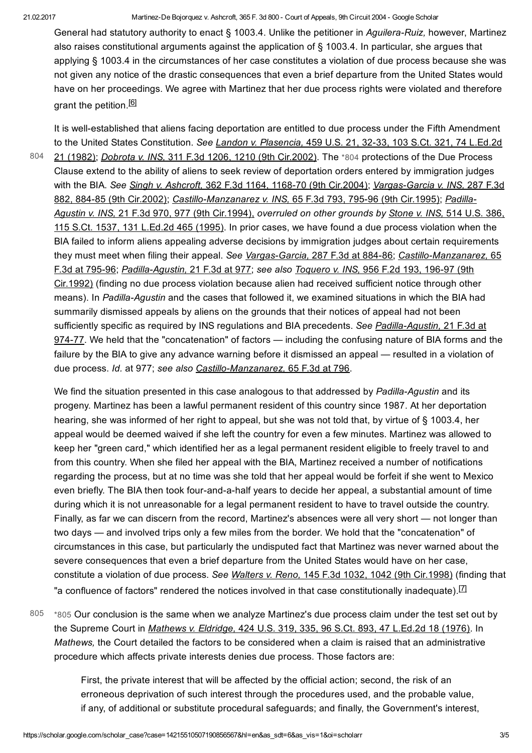General had statutory authority to enact § 1003.4. Unlike the petitioner in *Aguilera-Ruiz,* however, Martinez also raises constitutional arguments against the application of § 1003.4. In particular, she argues that applying § 1003.4 in the circumstances of her case constitutes a violation of due process because she was not given any notice of the drastic consequences that even a brief departure from the United States would have on her proceedings. We agree with Martinez that her due process rights were violated and therefore grant the petition.[6]

It is well-established that aliens facing deportation are entitled to due process under the Fifth Amendment to the United States Constitution. *See Landon v. Plasencia,* 459 U.S. 21, 32-33, 103 S.Ct. 321, 74 L.Ed.2d 21 (1982); *Dobrota v. INS,* 311 F.3d 1206, 1210 (9th Cir.2002). The *804 protections of the Due Process Clause extend to the ability of aliens to seek review of deportation orders entered by immigration judges with the BIA. *See Singh v. Ashcroft,* 362 F.3d 1164, 1168-70 (9th Cir.2004); *Vargas-Garcia v. INS,* 287 F.3d 882, 884-85 (9th Cir.2002); *Castillo-Manzanarez v. INS,* 65 F.3d 793, 795-96 (9th Cir.1995); *Padilla-Agustin v. INS,* 21 F.3d 970, 977 (9th Cir.1994), *overruled on other grounds by Stone v. INS,* 514 U.S. 386, 115 S.Ct. 1537, 131 L.Ed.2d 465 (1995). In prior cases, we have found a due process violation when the BIA failed to inform aliens appealing adverse decisions by immigration judges about certain requirements they must meet when filing their appeal. *See Vargas-Garcia,* 287 F.3d at 884-86; *Castillo-Manzanarez,* 65 F.3d at 795-96; *Padilla-Agustin,* 21 F.3d at 977; *see also Toquero v. INS,* 956 F.2d 193, 196-97 (9th Cir.1992) (finding no due process violation because alien had received sufficient notice through other means). In *Padilla-Agustin* and the cases that followed it, we examined situations in which the BIA had summarily dismissed appeals by aliens on the grounds that their notices of appeal had not been sufficiently specific as required by INS regulations and BIA precedents. *See Padilla-Agustin,* 21 F.3d at 974-77. We held that the "concatenation" of factors — including the confusing nature of BIA forms and the failure by the BIA to give any advance warning before it dismissed an appeal — resulted in a violation of due process. *Id.* at 977; *see also Castillo-Manzanarez,* 65 F.3d at 796.

We find the situation presented in this case analogous to that addressed by *Padilla-Agustin* and its progeny. Martinez has been a lawful permanent resident of this country since 1987. At her deportation hearing, she was informed of her right to appeal, but she was not told that, by virtue of § 1003.4, her appeal would be deemed waived if she left the country for even a few minutes. Martinez was allowed to keep her "green card," which identified her as a legal permanent resident eligible to freely travel to and from this country. When she filed her appeal with the BIA, Martinez received a number of notifications regarding the process, but at no time was she told that her appeal would be forfeit if she went to Mexico even briefly. The BIA then took four-and-a-half years to decide her appeal, a substantial amount of time during which it is not unreasonable for a legal permanent resident to have to travel outside the country. Finally, as far we can discern from the record, Martinez's absences were all very short — not longer than two days — and involved trips only a few miles from the border. We hold that the "concatenation" of circumstances in this case, but particularly the undisputed fact that Martinez was never warned about the severe consequences that even a brief departure from the United States would have on her case, constitute a violation of due process. *See Walters v. Reno,* 145 F.3d 1032, 1042 (9th Cir.1998) (finding that "a confluence of factors" rendered the notices involved in that case constitutionally inadequate).[7]

*805 Our conclusion is the same when we analyze Martinez's due process claim under the test set out by the Supreme Court in *Mathews v. Eldridge,* 424 U.S. 319, 335, 96 S.Ct. 893, 47 L.Ed.2d 18 (1976). In *Mathews,* the Court detailed the factors to be considered when a claim is raised that an administrative procedure which affects private interests denies due process. Those factors are:

> First, the private interest that will be affected by the official action; second, the risk of an erroneous deprivation of such interest through the procedures used, and the probable value, if any, of additional or substitute procedural safeguards; and finally, the Government's interest,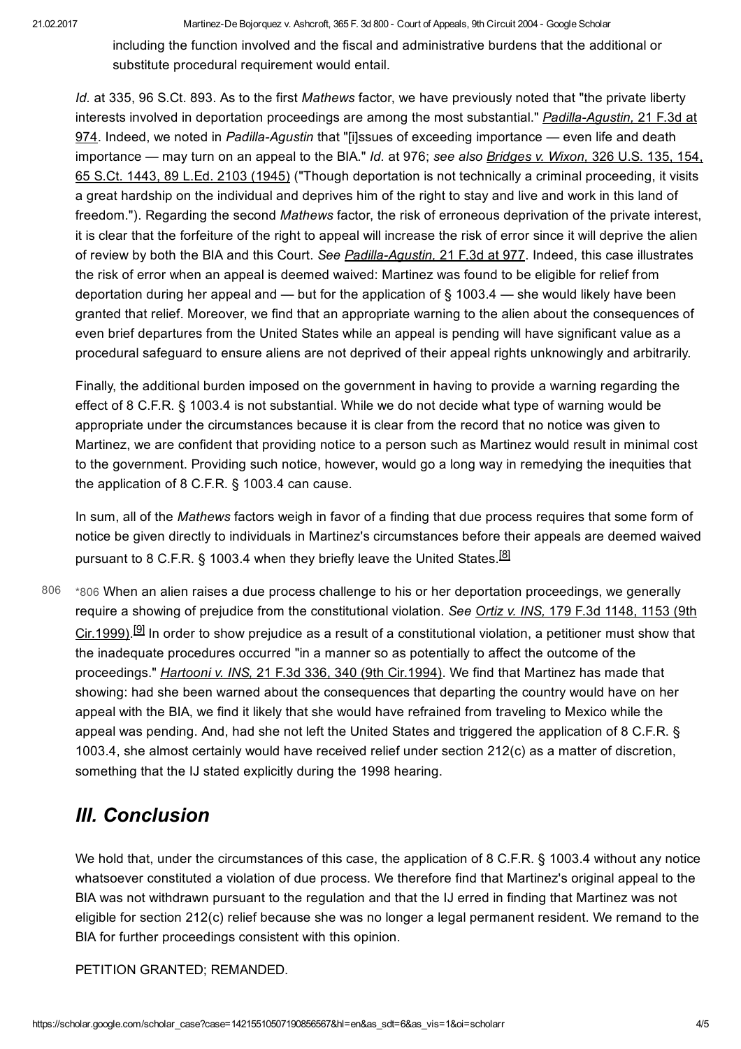including the function involved and the fiscal and administrative burdens that the additional or substitute procedural requirement would entail.

*Id.* at 335, 96 S.Ct. 893. As to the first *Mathews* factor, we have previously noted that "the private liberty interests involved in deportation proceedings are among the most substantial." *Padilla-Agustin,* 21 F.3d at 974. Indeed, we noted in *Padilla-Agustin* that "[i]ssues of exceeding importance — even life and death importance — may turn on an appeal to the BIA." *Id.* at 976; *see also* *Bridges v. Wixon,* 326 U.S. 135, 154, 65 S.Ct. 1443, 89 L.Ed. 2103 (1945) ("Though deportation is not technically a criminal proceeding, it visits a great hardship on the individual and deprives him of the right to stay and live and work in this land of freedom."). Regarding the second *Mathews* factor, the risk of erroneous deprivation of the private interest, it is clear that the forfeiture of the right to appeal will increase the risk of error since it will deprive the alien of review by both the BIA and this Court. *See* *Padilla-Agustin,* 21 F.3d at 977. Indeed, this case illustrates the risk of error when an appeal is deemed waived: Martinez was found to be eligible for relief from deportation during her appeal and — but for the application of § 1003.4 — she would likely have been granted that relief. Moreover, we find that an appropriate warning to the alien about the consequences of even brief departures from the United States while an appeal is pending will have significant value as a procedural safeguard to ensure aliens are not deprived of their appeal rights unknowingly and arbitrarily.

Finally, the additional burden imposed on the government in having to provide a warning regarding the effect of 8 C.F.R. § 1003.4 is not substantial. While we do not decide what type of warning would be appropriate under the circumstances because it is clear from the record that no notice was given to Martinez, we are confident that providing notice to a person such as Martinez would result in minimal cost to the government. Providing such notice, however, would go a long way in remedying the inequities that the application of 8 C.F.R. § 1003.4 can cause.

In sum, all of the *Mathews* factors weigh in favor of a finding that due process requires that some form of notice be given directly to individuals in Martinez's circumstances before their appeals are deemed waived pursuant to 8 C.F.R. § 1003.4 when they briefly leave the United States.[8]

*806 When an alien raises a due process challenge to his or her deportation proceedings, we generally require a showing of prejudice from the constitutional violation. *See* *Ortiz v. INS,* 179 F.3d 1148, 1153 (9th Cir.1999).[9] In order to show prejudice as a result of a constitutional violation, a petitioner must show that the inadequate procedures occurred "in a manner so as potentially to affect the outcome of the proceedings." *Hartooni v. INS,* 21 F.3d 336, 340 (9th Cir.1994). We find that Martinez has made that showing: had she been warned about the consequences that departing the country would have on her appeal with the BIA, we find it likely that she would have refrained from traveling to Mexico while the appeal was pending. And, had she not left the United States and triggered the application of 8 C.F.R. § 1003.4, she almost certainly would have received relief under section 212(c) as a matter of discretion, something that the IJ stated explicitly during the 1998 hearing.

## *III. Conclusion*

We hold that, under the circumstances of this case, the application of 8 C.F.R. § 1003.4 without any notice whatsoever constituted a violation of due process. We therefore find that Martinez's original appeal to the BIA was not withdrawn pursuant to the regulation and that the IJ erred in finding that Martinez was not eligible for section 212(c) relief because she was no longer a legal permanent resident. We remand to the BIA for further proceedings consistent with this opinion.

PETITION GRANTED; REMANDED.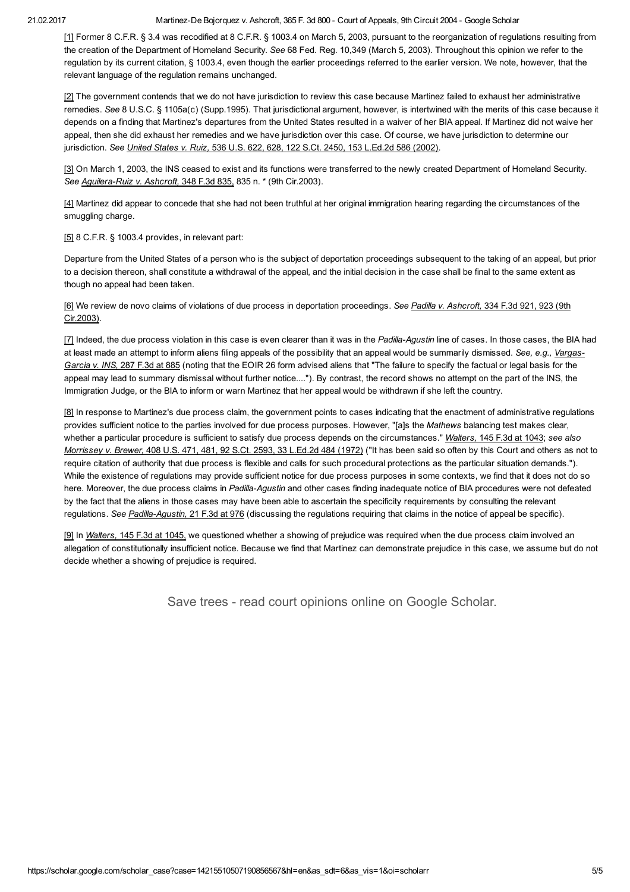[1] Former 8 C.F.R. § 3.4 was recodified at 8 C.F.R. § 1003.4 on March 5, 2003, pursuant to the reorganization of regulations resulting from the creation of the Department of Homeland Security. *See* 68 Fed. Reg. 10,349 (March 5, 2003). Throughout this opinion we refer to the regulation by its current citation, § 1003.4, even though the earlier proceedings referred to the earlier version. We note, however, that the relevant language of the regulation remains unchanged.

[2] The government contends that we do not have jurisdiction to review this case because Martinez failed to exhaust her administrative remedies. *See* 8 U.S.C. § 1105a(c) (Supp.1995). That jurisdictional argument, however, is intertwined with the merits of this case because it depends on a finding that Martinez's departures from the United States resulted in a waiver of her BIA appeal. If Martinez did not waive her appeal, then she did exhaust her remedies and we have jurisdiction over this case. Of course, we have jurisdiction to determine our jurisdiction. *See* *United States v. Ruiz,* 536 U.S. 622, 628, 122 S.Ct. 2450, 153 L.Ed.2d 586 (2002).

[3] On March 1, 2003, the INS ceased to exist and its functions were transferred to the newly created Department of Homeland Security. *See* *Aguilera-Ruiz v. Ashcroft,* 348 F.3d 835, 835 n. * (9th Cir.2003).

[4] Martinez did appear to concede that she had not been truthful at her original immigration hearing regarding the circumstances of the smuggling charge.

[5] 8 C.F.R. § 1003.4 provides, in relevant part:

Departure from the United States of a person who is the subject of deportation proceedings subsequent to the taking of an appeal, but prior to a decision thereon, shall constitute a withdrawal of the appeal, and the initial decision in the case shall be final to the same extent as though no appeal had been taken.

[6] We review de novo claims of violations of due process in deportation proceedings. *See* *Padilla v. Ashcroft,* 334 F.3d 921, 923 (9th Cir.2003).

[7] Indeed, the due process violation in this case is even clearer than it was in the *Padilla-Agustin* line of cases. In those cases, the BIA had at least made an attempt to inform aliens filing appeals of the possibility that an appeal would be summarily dismissed. *See, e.g.,* *Vargas-Garcia v. INS,* 287 F.3d at 885 (noting that the EOIR 26 form advised aliens that "The failure to specify the factual or legal basis for the appeal may lead to summary dismissal without further notice...."). By contrast, the record shows no attempt on the part of the INS, the Immigration Judge, or the BIA to inform or warn Martinez that her appeal would be withdrawn if she left the country.

[8] In response to Martinez's due process claim, the government points to cases indicating that the enactment of administrative regulations provides sufficient notice to the parties involved for due process purposes. However, "[a]s the *Mathews* balancing test makes clear, whether a particular procedure is sufficient to satisfy due process depends on the circumstances." *Walters,* 145 F.3d at 1043; *see also* *Morrissey v. Brewer,* 408 U.S. 471, 481, 92 S.Ct. 2593, 33 L.Ed.2d 484 (1972) ("It has been said so often by this Court and others as not to require citation of authority that due process is flexible and calls for such procedural protections as the particular situation demands."). While the existence of regulations may provide sufficient notice for due process purposes in some contexts, we find that it does not do so here. Moreover, the due process claims in *Padilla-Agustin* and other cases finding inadequate notice of BIA procedures were not defeated by the fact that the aliens in those cases may have been able to ascertain the specificity requirements by consulting the relevant regulations. *See* *Padilla-Agustin,* 21 F.3d at 976 (discussing the regulations requiring that claims in the notice of appeal be specific).

[9] In *Walters,* 145 F.3d at 1045, we questioned whether a showing of prejudice was required when the due process claim involved an allegation of constitutionally insufficient notice. Because we find that Martinez can demonstrate prejudice in this case, we assume but do not decide whether a showing of prejudice is required.

Save trees - read court opinions online on Google Scholar.